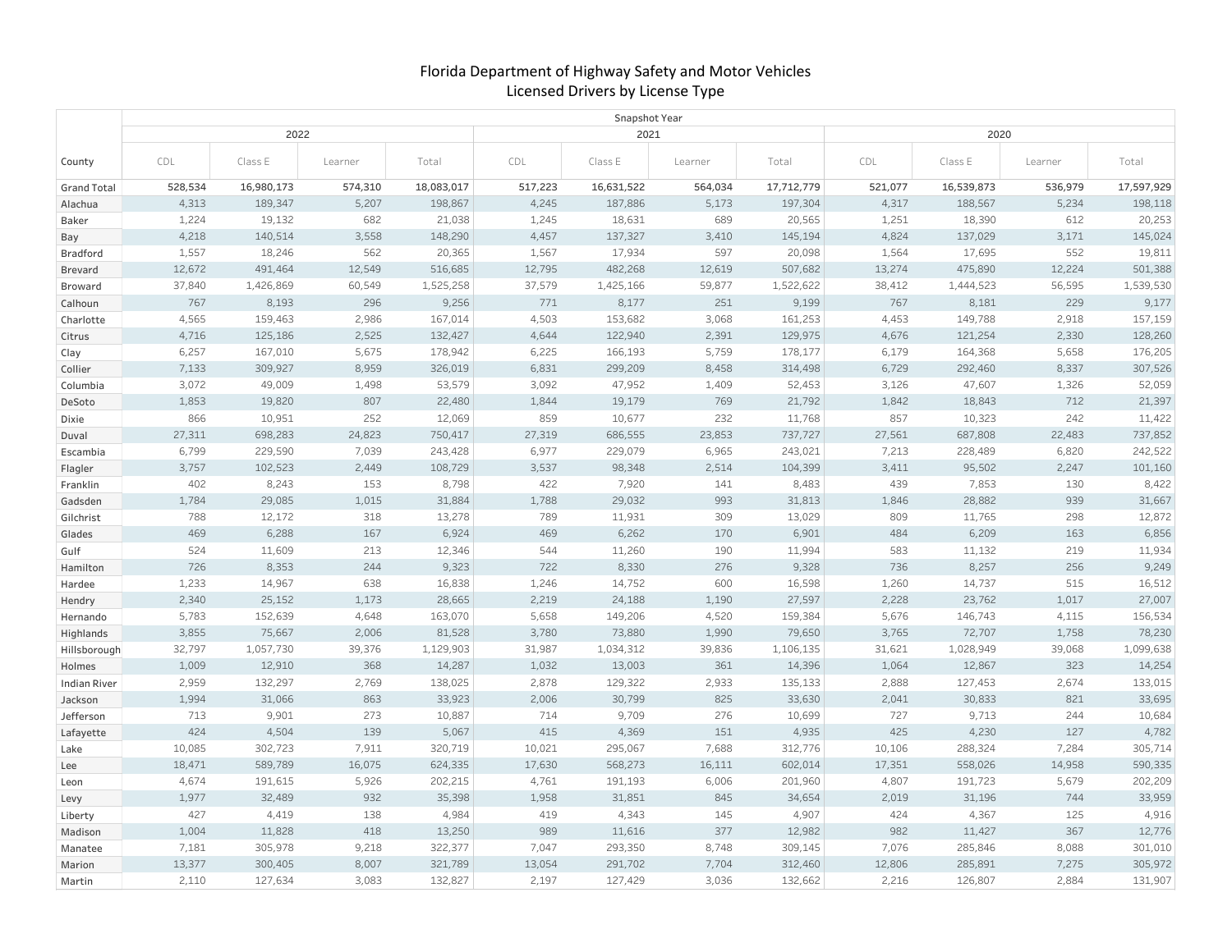# Florida Department of Highway Safety and Motor Vehicles
## Licensed Drivers by License Type

| | Snapshot Year | | | | | | | | | | | |
|---|---|---|---|---|---|---|---|---|---|---|---|---|
| | 2022 | | | | 2021 | | | | 2020 | | | |
| County | CDL | Class E | Learner | Total | CDL | Class E | Learner | Total | CDL | Class E | Learner | Total |
| **Grand Total** | **528,534** | **16,980,173** | **574,310** | **18,083,017** | **517,223** | **16,631,522** | **564,034** | **17,712,779** | **521,077** | **16,539,873** | **536,979** | **17,597,929** |
| Alachua | 4,313 | 189,347 | 5,207 | 198,867 | 4,245 | 187,886 | 5,173 | 197,304 | 4,317 | 188,567 | 5,234 | 198,118 |
| Baker | 1,224 | 19,132 | 682 | 21,038 | 1,245 | 18,631 | 689 | 20,565 | 1,251 | 18,390 | 612 | 20,253 |
| Bay | 4,218 | 140,514 | 3,558 | 148,290 | 4,457 | 137,327 | 3,410 | 145,194 | 4,824 | 137,029 | 3,171 | 145,024 |
| Bradford | 1,557 | 18,246 | 562 | 20,365 | 1,567 | 17,934 | 597 | 20,098 | 1,564 | 17,695 | 552 | 19,811 |
| Brevard | 12,672 | 491,464 | 12,549 | 516,685 | 12,795 | 482,268 | 12,619 | 507,682 | 13,274 | 475,890 | 12,224 | 501,388 |
| Broward | 37,840 | 1,426,869 | 60,549 | 1,525,258 | 37,579 | 1,425,166 | 59,877 | 1,522,622 | 38,412 | 1,444,523 | 56,595 | 1,539,530 |
| Calhoun | 767 | 8,193 | 296 | 9,256 | 771 | 8,177 | 251 | 9,199 | 767 | 8,181 | 229 | 9,177 |
| Charlotte | 4,565 | 159,463 | 2,986 | 167,014 | 4,503 | 153,682 | 3,068 | 161,253 | 4,453 | 149,788 | 2,918 | 157,159 |
| Citrus | 4,716 | 125,186 | 2,525 | 132,427 | 4,644 | 122,940 | 2,391 | 129,975 | 4,676 | 121,254 | 2,330 | 128,260 |
| Clay | 6,257 | 167,010 | 5,675 | 178,942 | 6,225 | 166,193 | 5,759 | 178,177 | 6,179 | 164,368 | 5,658 | 176,205 |
| Collier | 7,133 | 309,927 | 8,959 | 326,019 | 6,831 | 299,209 | 8,458 | 314,498 | 6,729 | 292,460 | 8,337 | 307,526 |
| Columbia | 3,072 | 49,009 | 1,498 | 53,579 | 3,092 | 47,952 | 1,409 | 52,453 | 3,126 | 47,607 | 1,326 | 52,059 |
| DeSoto | 1,853 | 19,820 | 807 | 22,480 | 1,844 | 19,179 | 769 | 21,792 | 1,842 | 18,843 | 712 | 21,397 |
| Dixie | 866 | 10,951 | 252 | 12,069 | 859 | 10,677 | 232 | 11,768 | 857 | 10,323 | 242 | 11,422 |
| Duval | 27,311 | 698,283 | 24,823 | 750,417 | 27,319 | 686,555 | 23,853 | 737,727 | 27,561 | 687,808 | 22,483 | 737,852 |
| Escambia | 6,799 | 229,590 | 7,039 | 243,428 | 6,977 | 229,079 | 6,965 | 243,021 | 7,213 | 228,489 | 6,820 | 242,522 |
| Flagler | 3,757 | 102,523 | 2,449 | 108,729 | 3,537 | 98,348 | 2,514 | 104,399 | 3,411 | 95,502 | 2,247 | 101,160 |
| Franklin | 402 | 8,243 | 153 | 8,798 | 422 | 7,920 | 141 | 8,483 | 439 | 7,853 | 130 | 8,422 |
| Gadsden | 1,784 | 29,085 | 1,015 | 31,884 | 1,788 | 29,032 | 993 | 31,813 | 1,846 | 28,882 | 939 | 31,667 |
| Gilchrist | 788 | 12,172 | 318 | 13,278 | 789 | 11,931 | 309 | 13,029 | 809 | 11,765 | 298 | 12,872 |
| Glades | 469 | 6,288 | 167 | 6,924 | 469 | 6,262 | 170 | 6,901 | 484 | 6,209 | 163 | 6,856 |
| Gulf | 524 | 11,609 | 213 | 12,346 | 544 | 11,260 | 190 | 11,994 | 583 | 11,132 | 219 | 11,934 |
| Hamilton | 726 | 8,353 | 244 | 9,323 | 722 | 8,330 | 276 | 9,328 | 736 | 8,257 | 256 | 9,249 |
| Hardee | 1,233 | 14,967 | 638 | 16,838 | 1,246 | 14,752 | 600 | 16,598 | 1,260 | 14,737 | 515 | 16,512 |
| Hendry | 2,340 | 25,152 | 1,173 | 28,665 | 2,219 | 24,188 | 1,190 | 27,597 | 2,228 | 23,762 | 1,017 | 27,007 |
| Hernando | 5,783 | 152,639 | 4,648 | 163,070 | 5,658 | 149,206 | 4,520 | 159,384 | 5,676 | 146,743 | 4,115 | 156,534 |
| Highlands | 3,855 | 75,667 | 2,006 | 81,528 | 3,780 | 73,880 | 1,990 | 79,650 | 3,765 | 72,707 | 1,758 | 78,230 |
| Hillsborough | 32,797 | 1,057,730 | 39,376 | 1,129,903 | 31,987 | 1,034,312 | 39,836 | 1,106,135 | 31,621 | 1,028,949 | 39,068 | 1,099,638 |
| Holmes | 1,009 | 12,910 | 368 | 14,287 | 1,032 | 13,003 | 361 | 14,396 | 1,064 | 12,867 | 323 | 14,254 |
| Indian River | 2,959 | 132,297 | 2,769 | 138,025 | 2,878 | 129,322 | 2,933 | 135,133 | 2,888 | 127,453 | 2,674 | 133,015 |
| Jackson | 1,994 | 31,066 | 863 | 33,923 | 2,006 | 30,799 | 825 | 33,630 | 2,041 | 30,833 | 821 | 33,695 |
| Jefferson | 713 | 9,901 | 273 | 10,887 | 714 | 9,709 | 276 | 10,699 | 727 | 9,713 | 244 | 10,684 |
| Lafayette | 424 | 4,504 | 139 | 5,067 | 415 | 4,369 | 151 | 4,935 | 425 | 4,230 | 127 | 4,782 |
| Lake | 10,085 | 302,723 | 7,911 | 320,719 | 10,021 | 295,067 | 7,688 | 312,776 | 10,106 | 288,324 | 7,284 | 305,714 |
| Lee | 18,471 | 589,789 | 16,075 | 624,335 | 17,630 | 568,273 | 16,111 | 602,014 | 17,351 | 558,026 | 14,958 | 590,335 |
| Leon | 4,674 | 191,615 | 5,926 | 202,215 | 4,761 | 191,193 | 6,006 | 201,960 | 4,807 | 191,723 | 5,679 | 202,209 |
| Levy | 1,977 | 32,489 | 932 | 35,398 | 1,958 | 31,851 | 845 | 34,654 | 2,019 | 31,196 | 744 | 33,959 |
| Liberty | 427 | 4,419 | 138 | 4,984 | 419 | 4,343 | 145 | 4,907 | 424 | 4,367 | 125 | 4,916 |
| Madison | 1,004 | 11,828 | 418 | 13,250 | 989 | 11,616 | 377 | 12,982 | 982 | 11,427 | 367 | 12,776 |
| Manatee | 7,181 | 305,978 | 9,218 | 322,377 | 7,047 | 293,350 | 8,748 | 309,145 | 7,076 | 285,846 | 8,088 | 301,010 |
| Marion | 13,377 | 300,405 | 8,007 | 321,789 | 13,054 | 291,702 | 7,704 | 312,460 | 12,806 | 285,891 | 7,275 | 305,972 |
| Martin | 2,110 | 127,634 | 3,083 | 132,827 | 2,197 | 127,429 | 3,036 | 132,662 | 2,216 | 126,807 | 2,884 | 131,907 |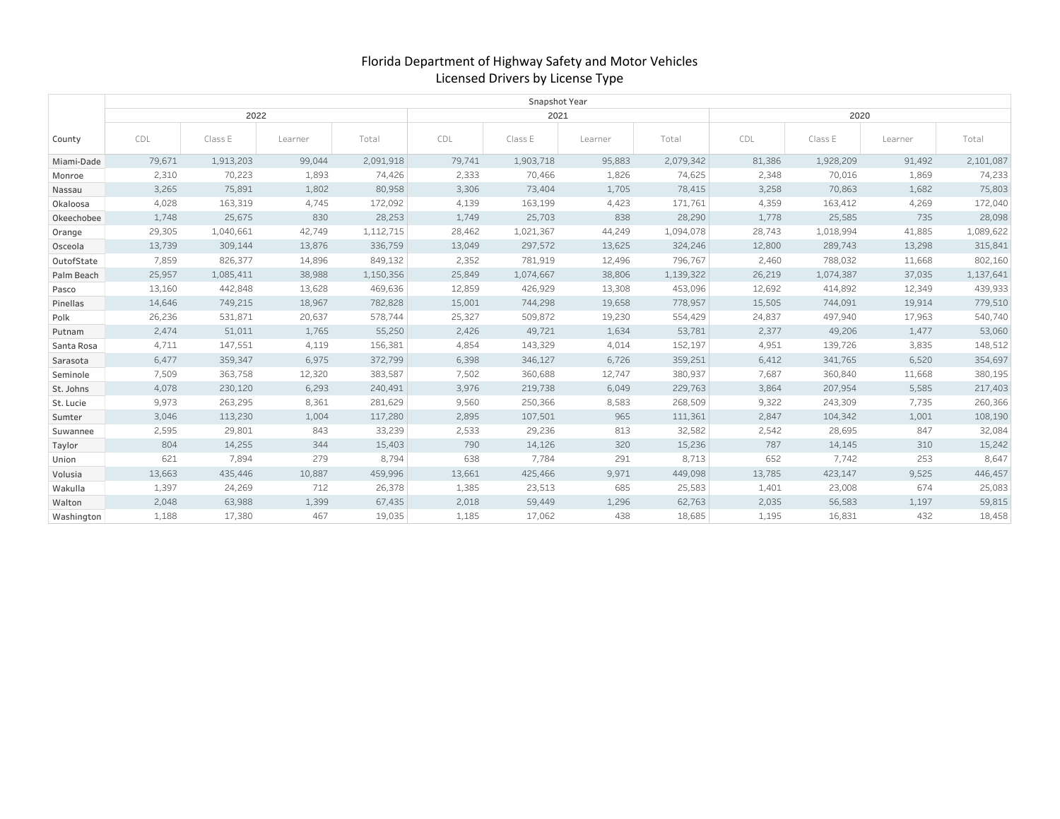# Florida Department of Highway Safety and Motor Vehicles
## Licensed Drivers by License Type

| County | Snapshot Year | | | | | | | | | | | |
|---|---|---|---|---|---|---|---|---|---|---|---|---|
| | 2022 | | | | 2021 | | | | 2020 | | | |
| | CDL | Class E | Learner | Total | CDL | Class E | Learner | Total | CDL | Class E | Learner | Total |
| Miami-Dade | 79,671 | 1,913,203 | 99,044 | 2,091,918 | 79,741 | 1,903,718 | 95,883 | 2,079,342 | 81,386 | 1,928,209 | 91,492 | 2,101,087 |
| Monroe | 2,310 | 70,223 | 1,893 | 74,426 | 2,333 | 70,466 | 1,826 | 74,625 | 2,348 | 70,016 | 1,869 | 74,233 |
| Nassau | 3,265 | 75,891 | 1,802 | 80,958 | 3,306 | 73,404 | 1,705 | 78,415 | 3,258 | 70,863 | 1,682 | 75,803 |
| Okaloosa | 4,028 | 163,319 | 4,745 | 172,092 | 4,139 | 163,199 | 4,423 | 171,761 | 4,359 | 163,412 | 4,269 | 172,040 |
| Okeechobee | 1,748 | 25,675 | 830 | 28,253 | 1,749 | 25,703 | 838 | 28,290 | 1,778 | 25,585 | 735 | 28,098 |
| Orange | 29,305 | 1,040,661 | 42,749 | 1,112,715 | 28,462 | 1,021,367 | 44,249 | 1,094,078 | 28,743 | 1,018,994 | 41,885 | 1,089,622 |
| Osceola | 13,739 | 309,144 | 13,876 | 336,759 | 13,049 | 297,572 | 13,625 | 324,246 | 12,800 | 289,743 | 13,298 | 315,841 |
| OutofState | 7,859 | 826,377 | 14,896 | 849,132 | 2,352 | 781,919 | 12,496 | 796,767 | 2,460 | 788,032 | 11,668 | 802,160 |
| Palm Beach | 25,957 | 1,085,411 | 38,988 | 1,150,356 | 25,849 | 1,074,667 | 38,806 | 1,139,322 | 26,219 | 1,074,387 | 37,035 | 1,137,641 |
| Pasco | 13,160 | 442,848 | 13,628 | 469,636 | 12,859 | 426,929 | 13,308 | 453,096 | 12,692 | 414,892 | 12,349 | 439,933 |
| Pinellas | 14,646 | 749,215 | 18,967 | 782,828 | 15,001 | 744,298 | 19,658 | 778,957 | 15,505 | 744,091 | 19,914 | 779,510 |
| Polk | 26,236 | 531,871 | 20,637 | 578,744 | 25,327 | 509,872 | 19,230 | 554,429 | 24,837 | 497,940 | 17,963 | 540,740 |
| Putnam | 2,474 | 51,011 | 1,765 | 55,250 | 2,426 | 49,721 | 1,634 | 53,781 | 2,377 | 49,206 | 1,477 | 53,060 |
| Santa Rosa | 4,711 | 147,551 | 4,119 | 156,381 | 4,854 | 143,329 | 4,014 | 152,197 | 4,951 | 139,726 | 3,835 | 148,512 |
| Sarasota | 6,477 | 359,347 | 6,975 | 372,799 | 6,398 | 346,127 | 6,726 | 359,251 | 6,412 | 341,765 | 6,520 | 354,697 |
| Seminole | 7,509 | 363,758 | 12,320 | 383,587 | 7,502 | 360,688 | 12,747 | 380,937 | 7,687 | 360,840 | 11,668 | 380,195 |
| St. Johns | 4,078 | 230,120 | 6,293 | 240,491 | 3,976 | 219,738 | 6,049 | 229,763 | 3,864 | 207,954 | 5,585 | 217,403 |
| St. Lucie | 9,973 | 263,295 | 8,361 | 281,629 | 9,560 | 250,366 | 8,583 | 268,509 | 9,322 | 243,309 | 7,735 | 260,366 |
| Sumter | 3,046 | 113,230 | 1,004 | 117,280 | 2,895 | 107,501 | 965 | 111,361 | 2,847 | 104,342 | 1,001 | 108,190 |
| Suwannee | 2,595 | 29,801 | 843 | 33,239 | 2,533 | 29,236 | 813 | 32,582 | 2,542 | 28,695 | 847 | 32,084 |
| Taylor | 804 | 14,255 | 344 | 15,403 | 790 | 14,126 | 320 | 15,236 | 787 | 14,145 | 310 | 15,242 |
| Union | 621 | 7,894 | 279 | 8,794 | 638 | 7,784 | 291 | 8,713 | 652 | 7,742 | 253 | 8,647 |
| Volusia | 13,663 | 435,446 | 10,887 | 459,996 | 13,661 | 425,466 | 9,971 | 449,098 | 13,785 | 423,147 | 9,525 | 446,457 |
| Wakulla | 1,397 | 24,269 | 712 | 26,378 | 1,385 | 23,513 | 685 | 25,583 | 1,401 | 23,008 | 674 | 25,083 |
| Walton | 2,048 | 63,988 | 1,399 | 67,435 | 2,018 | 59,449 | 1,296 | 62,763 | 2,035 | 56,583 | 1,197 | 59,815 |
| Washington | 1,188 | 17,380 | 467 | 19,035 | 1,185 | 17,062 | 438 | 18,685 | 1,195 | 16,831 | 432 | 18,458 |